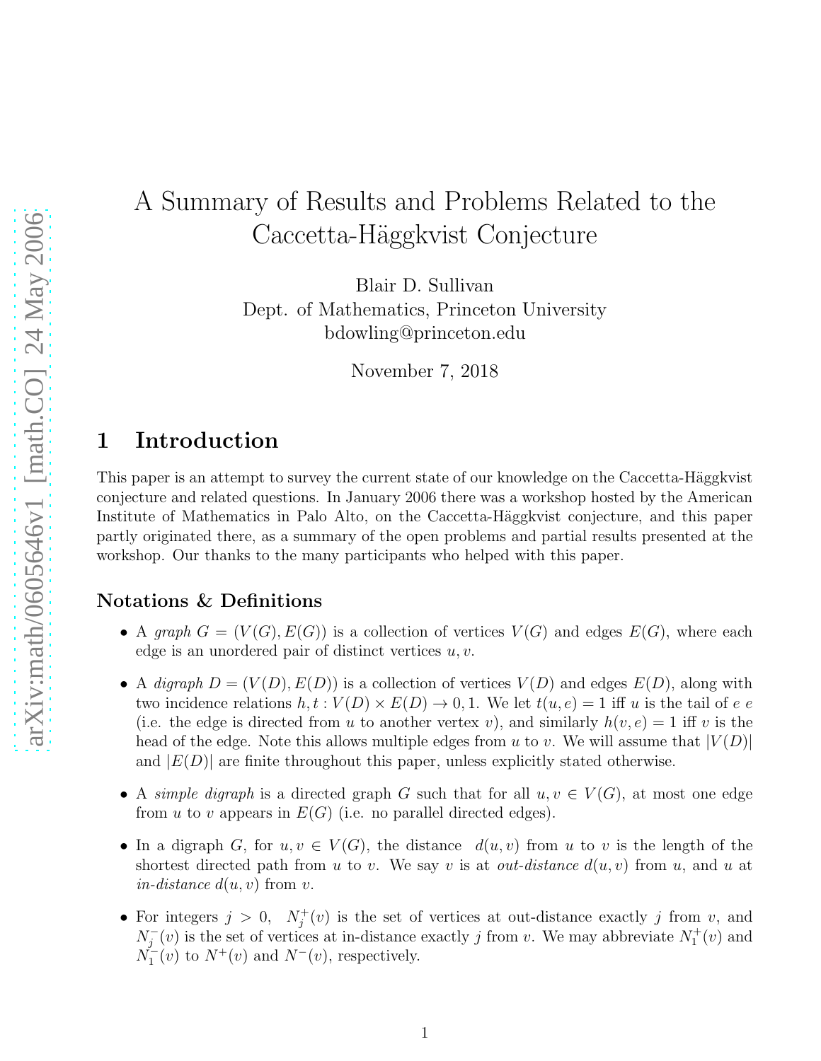# A Summary of Results and Problems Related to the Caccetta-Häggkvist Conjecture

Blair D. Sullivan
Dept. of Mathematics, Princeton University
bdowling@princeton.edu

November 7, 2018

## 1 Introduction

This paper is an attempt to survey the current state of our knowledge on the Caccetta-Häggkvist conjecture and related questions. In January 2006 there was a workshop hosted by the American Institute of Mathematics in Palo Alto, on the Caccetta-Häggkvist conjecture, and this paper partly originated there, as a summary of the open problems and partial results presented at the workshop. Our thanks to the many participants who helped with this paper.

### Notations & Definitions

- A *graph* $G = (V(G), E(G))$ is a collection of vertices $V(G)$ and edges $E(G)$, where each edge is an unordered pair of distinct vertices $u, v$.
- A *digraph* $D = (V(D), E(D))$ is a collection of vertices $V(D)$ and edges $E(D)$, along with two incidence relations $h, t : V(D) \times E(D) \to 0, 1$. We let $t(u, e) = 1$ iff $u$ is the tail of $e$ $e$ (i.e. the edge is directed from $u$ to another vertex $v$), and similarly $h(v, e) = 1$ iff $v$ is the head of the edge. Note this allows multiple edges from $u$ to $v$. We will assume that $|V(D)|$ and $|E(D)|$ are finite throughout this paper, unless explicitly stated otherwise.
- A *simple digraph* is a directed graph $G$ such that for all $u, v \in V(G)$, at most one edge from $u$ to $v$ appears in $E(G)$ (i.e. no parallel directed edges).
- In a digraph $G$, for $u, v \in V(G)$, the distance $d(u, v)$ from $u$ to $v$ is the length of the shortest directed path from $u$ to $v$. We say $v$ is at *out-distance* $d(u, v)$ from $u$, and $u$ at *in-distance* $d(u, v)$ from $v$.
- For integers $j > 0$, $N_j^+(v)$ is the set of vertices at out-distance exactly $j$ from $v$, and $N_j^-(v)$ is the set of vertices at in-distance exactly $j$ from $v$. We may abbreviate $N_1^+(v)$ and $N_1^-(v)$ to $N^+(v)$ and $N^-(v)$, respectively.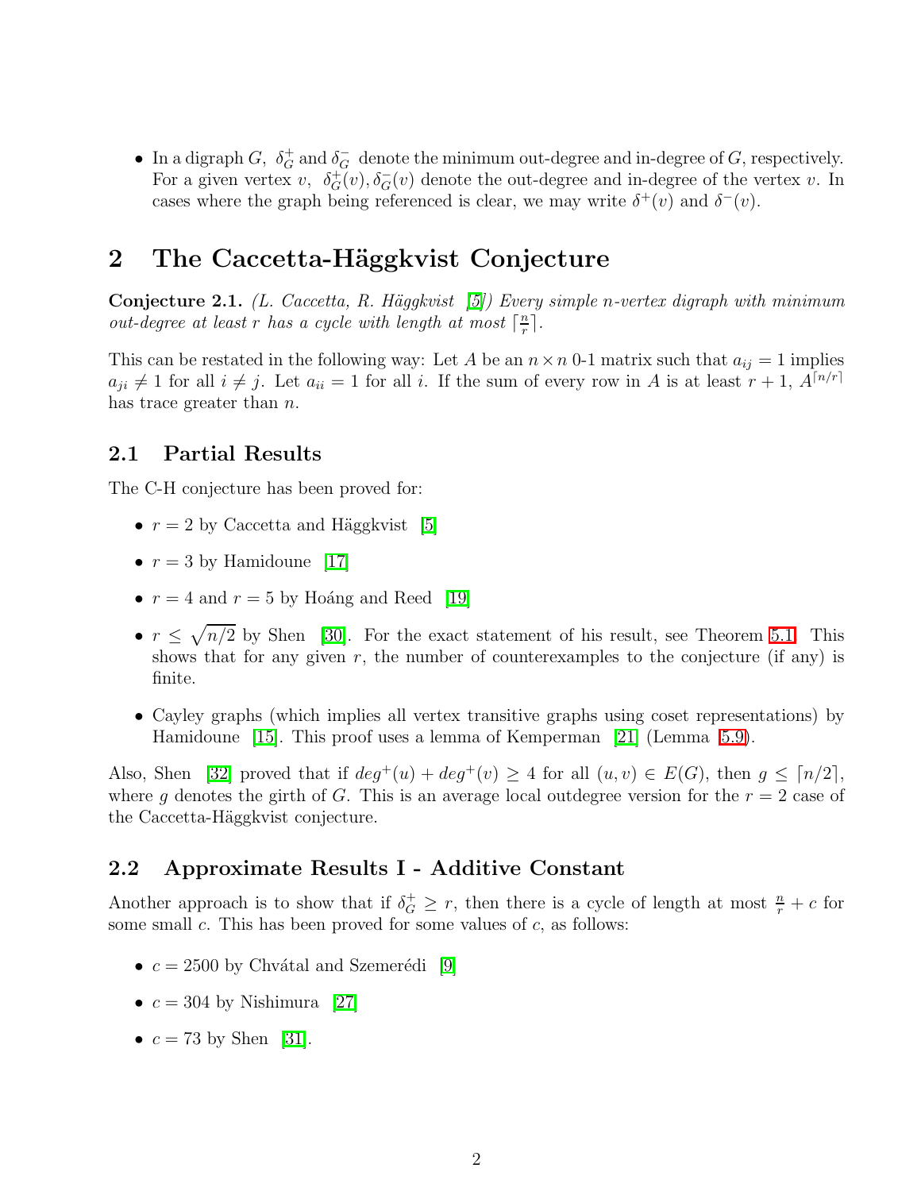- In a digraph $G$, $\delta_G^+$ and $\delta_G^-$ denote the minimum out-degree and in-degree of $G$, respectively. For a given vertex $v$, $\delta_G^+(v), \delta_G^-(v)$ denote the out-degree and in-degree of the vertex $v$. In cases where the graph being referenced is clear, we may write $\delta^+(v)$ and $\delta^-(v)$.

# 2 The Caccetta-Häggkvist Conjecture

**Conjecture 2.1.** *(L. Caccetta, R. Häggkvist [5]) Every simple n-vertex digraph with minimum out-degree at least r has a cycle with length at most* $\lceil \frac{n}{r} \rceil$.

This can be restated in the following way: Let $A$ be an $n \times n$ 0-1 matrix such that $a_{ij} = 1$ implies $a_{ji} \neq 1$ for all $i \neq j$. Let $a_{ii} = 1$ for all $i$. If the sum of every row in $A$ is at least $r + 1$, $A^{\lceil n/r \rceil}$ has trace greater than $n$.

## 2.1 Partial Results

The C-H conjecture has been proved for:

- $r = 2$ by Caccetta and Häggkvist [5]
- $r = 3$ by Hamidoune [17]
- $r = 4$ and $r = 5$ by Hoáng and Reed [19]
- $r \leq \sqrt{n/2}$ by Shen [30]. For the exact statement of his result, see Theorem 5.1. This shows that for any given $r$, the number of counterexamples to the conjecture (if any) is finite.
- Cayley graphs (which implies all vertex transitive graphs using coset representations) by Hamidoune [15]. This proof uses a lemma of Kemperman [21] (Lemma 5.9).

Also, Shen [32] proved that if $deg^+(u) + deg^+(v) \geq 4$ for all $(u, v) \in E(G)$, then $g \leq \lceil n/2 \rceil$, where $g$ denotes the girth of $G$. This is an average local outdegree version for the $r = 2$ case of the Caccetta-Häggkvist conjecture.

## 2.2 Approximate Results I - Additive Constant

Another approach is to show that if $\delta_G^+ \geq r$, then there is a cycle of length at most $\frac{n}{r} + c$ for some small $c$. This has been proved for some values of $c$, as follows:

- $c = 2500$ by Chvátal and Szemerédi [9]
- $c = 304$ by Nishimura [27]
- $c = 73$ by Shen [31].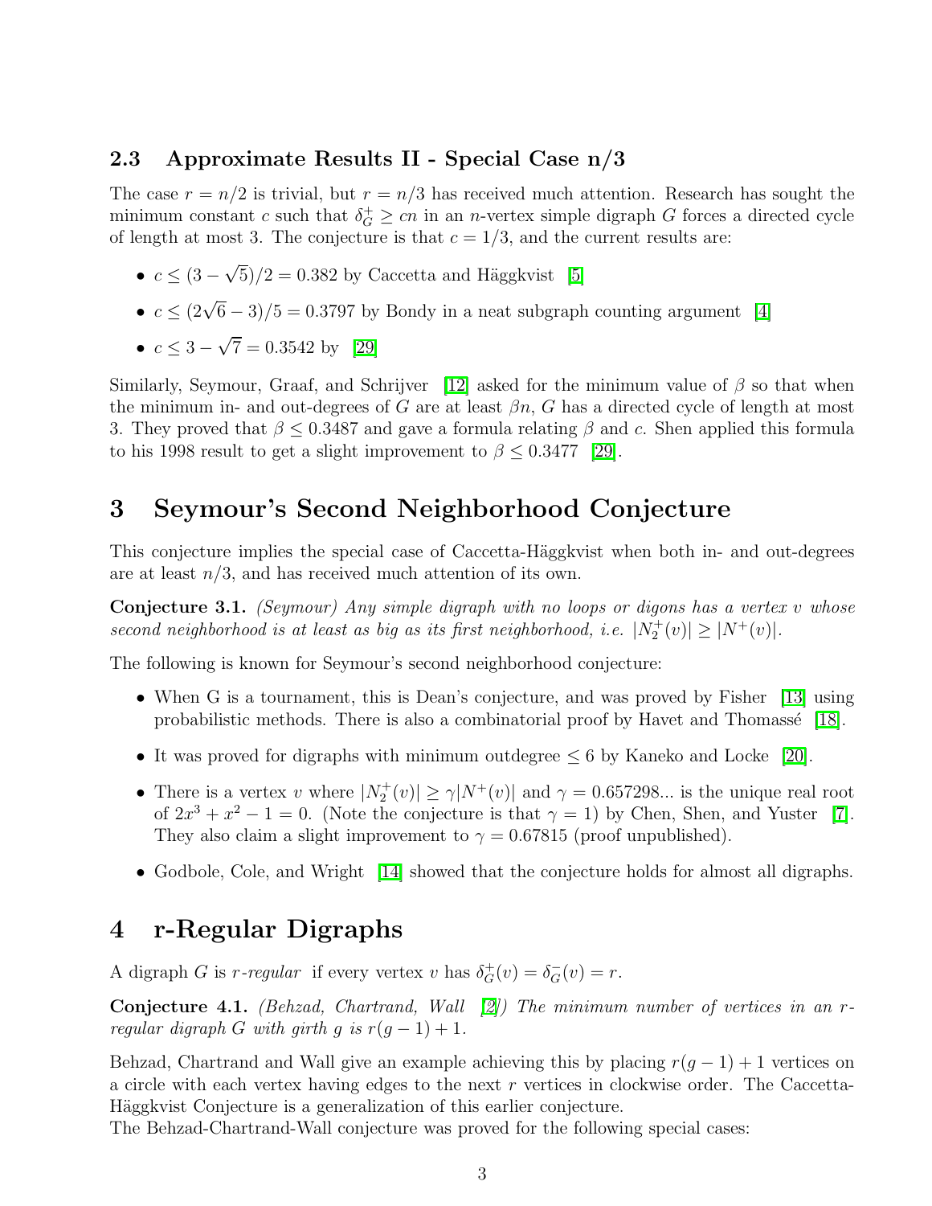### 2.3 Approximate Results II - Special Case n/3

The case $r = n/2$ is trivial, but $r = n/3$ has received much attention. Research has sought the minimum constant $c$ such that $\delta^+_G \geq cn$ in an $n$-vertex simple digraph $G$ forces a directed cycle of length at most 3. The conjecture is that $c = 1/3$, and the current results are:

- $c \leq (3 - \sqrt{5})/2 = 0.382$ by Caccetta and Häggkvist [5]
- $c \leq (2\sqrt{6} - 3)/5 = 0.3797$ by Bondy in a neat subgraph counting argument [4]
- $c \leq 3 - \sqrt{7} = 0.3542$ by [29]

Similarly, Seymour, Graaf, and Schrijver [12] asked for the minimum value of $\beta$ so that when the minimum in- and out-degrees of $G$ are at least $\beta n$, $G$ has a directed cycle of length at most 3. They proved that $\beta \leq 0.3487$ and gave a formula relating $\beta$ and $c$. Shen applied this formula to his 1998 result to get a slight improvement to $\beta \leq 0.3477$ [29].

## 3 Seymour's Second Neighborhood Conjecture

This conjecture implies the special case of Caccetta-Häggkvist when both in- and out-degrees are at least $n/3$, and has received much attention of its own.

**Conjecture 3.1.** *(Seymour) Any simple digraph with no loops or digons has a vertex $v$ whose second neighborhood is at least as big as its first neighborhood, i.e. $|N^+_2(v)| \geq |N^+(v)|$.*

The following is known for Seymour's second neighborhood conjecture:

- When G is a tournament, this is Dean's conjecture, and was proved by Fisher [13] using probabilistic methods. There is also a combinatorial proof by Havet and Thomassé [18].
- It was proved for digraphs with minimum outdegree $\leq 6$ by Kaneko and Locke [20].
- There is a vertex $v$ where $|N^+_2(v)| \geq \gamma|N^+(v)|$ and $\gamma = 0.657298...$ is the unique real root of $2x^3 + x^2 - 1 = 0$. (Note the conjecture is that $\gamma = 1$) by Chen, Shen, and Yuster [7]. They also claim a slight improvement to $\gamma = 0.67815$ (proof unpublished).
- Godbole, Cole, and Wright [14] showed that the conjecture holds for almost all digraphs.

## 4 r-Regular Digraphs

A digraph $G$ is *r-regular* if every vertex $v$ has $\delta^+_G(v) = \delta^-_G(v) = r$.

**Conjecture 4.1.** *(Behzad, Chartrand, Wall [2]) The minimum number of vertices in an r-regular digraph G with girth g is $r(g-1)+1$.*

Behzad, Chartrand and Wall give an example achieving this by placing $r(g-1)+1$ vertices on a circle with each vertex having edges to the next $r$ vertices in clockwise order. The Caccetta-Häggkvist Conjecture is a generalization of this earlier conjecture.

The Behzad-Chartrand-Wall conjecture was proved for the following special cases: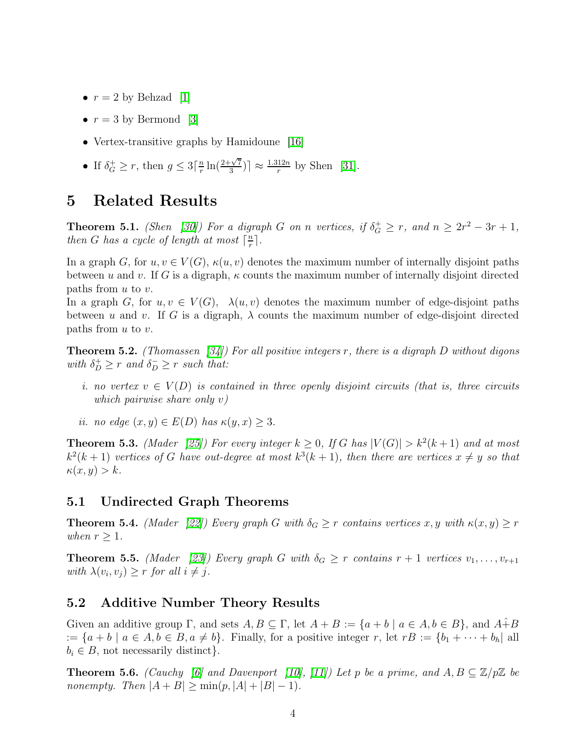- $r = 2$ by Behzad [1]
- $r = 3$ by Bermond [3]
- Vertex-transitive graphs by Hamidoune [16]
- If $\delta_G^+ \geq r$, then $g \leq 3\lceil \frac{n}{r} \ln(\frac{2+\sqrt{7}}{3}) \rceil \approx \frac{1.312n}{r}$ by Shen [31].

# 5 Related Results

**Theorem 5.1.** *(Shen [30]) For a digraph $G$ on $n$ vertices, if $\delta_G^+ \geq r$, and $n \geq 2r^2 - 3r + 1$, then $G$ has a cycle of length at most $\lceil \frac{n}{r} \rceil$.*

In a graph $G$, for $u, v \in V(G)$, $\kappa(u, v)$ denotes the maximum number of internally disjoint paths between $u$ and $v$. If $G$ is a digraph, $\kappa$ counts the maximum number of internally disjoint directed paths from $u$ to $v$.
In a graph $G$, for $u, v \in V(G)$, $\lambda(u, v)$ denotes the maximum number of edge-disjoint paths between $u$ and $v$. If $G$ is a digraph, $\lambda$ counts the maximum number of edge-disjoint directed paths from $u$ to $v$.

**Theorem 5.2.** *(Thomassen [34]) For all positive integers $r$, there is a digraph $D$ without digons with $\delta_D^+ \geq r$ and $\delta_D^- \geq r$ such that:*

*i. no vertex $v \in V(D)$ is contained in three openly disjoint circuits (that is, three circuits which pairwise share only $v$)*

*ii. no edge $(x, y) \in E(D)$ has $\kappa(y, x) \geq 3$.*

**Theorem 5.3.** *(Mader [25]) For every integer $k \geq 0$, If $G$ has $|V(G)| > k^2(k + 1)$ and at most $k^2(k + 1)$ vertices of $G$ have out-degree at most $k^3(k + 1)$, then there are vertices $x \neq y$ so that $\kappa(x, y) > k$.*

## 5.1 Undirected Graph Theorems

**Theorem 5.4.** *(Mader [22]) Every graph $G$ with $\delta_G \geq r$ contains vertices $x, y$ with $\kappa(x, y) \geq r$ when $r \geq 1$.*

**Theorem 5.5.** *(Mader [23]) Every graph $G$ with $\delta_G \geq r$ contains $r + 1$ vertices $v_1, \ldots, v_{r+1}$ with $\lambda(v_i, v_j) \geq r$ for all $i \neq j$.*

## 5.2 Additive Number Theory Results

Given an additive group $\Gamma$, and sets $A, B \subseteq \Gamma$, let $A + B := \{a + b \mid a \in A, b \in B\}$, and $A \hat{+} B$ $:= \{a + b \mid a \in A, b \in B, a \neq b\}$. Finally, for a positive integer $r$, let $rB := \{b_1 + \cdots + b_h|$ all $b_i \in B$, not necessarily distinct$\}$.

**Theorem 5.6.** *(Cauchy [6] and Davenport [10], [11]) Let $p$ be a prime, and $A, B \subseteq \mathbb{Z}/p\mathbb{Z}$ be nonempty. Then $|A + B| \geq \min(p, |A| + |B| - 1)$.*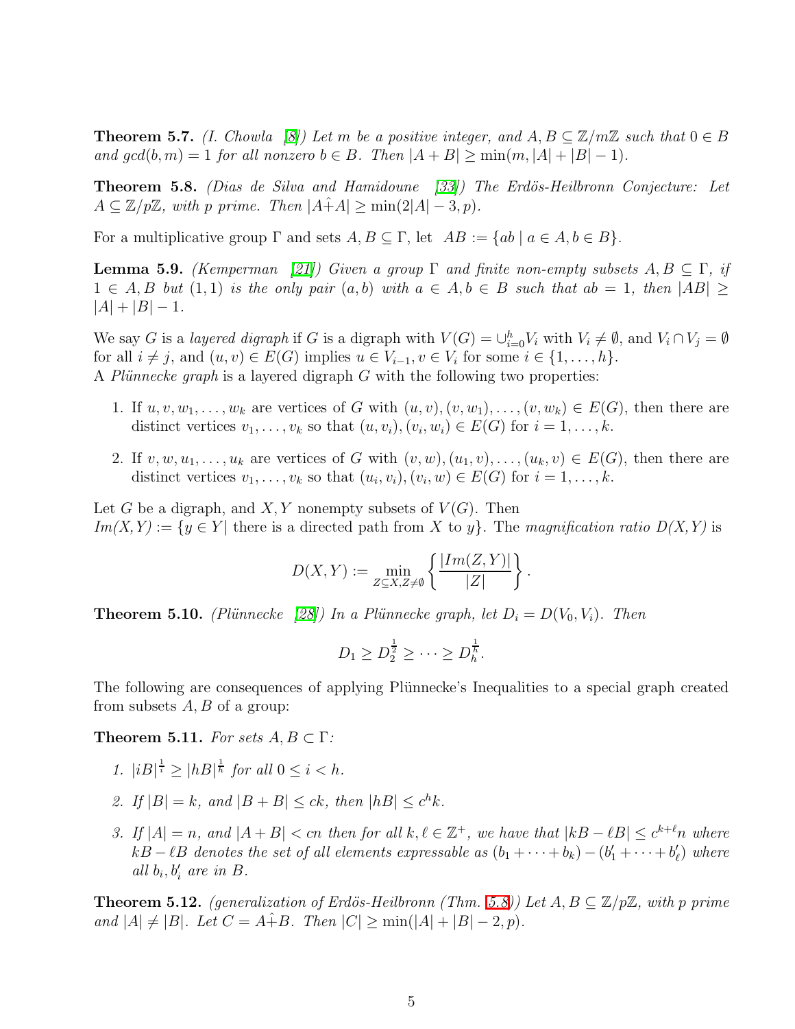**Theorem 5.7.** *(I. Chowla [8]) Let $m$ be a positive integer, and $A, B \subseteq \mathbb{Z}/m\mathbb{Z}$ such that $0 \in B$ and $gcd(b, m) = 1$ for all nonzero $b \in B$. Then $|A + B| \geq \min(m, |A| + |B| - 1)$.*

**Theorem 5.8.** *(Dias de Silva and Hamidoune [33]) The Erdös-Heilbronn Conjecture: Let $A \subseteq \mathbb{Z}/p\mathbb{Z}$, with $p$ prime. Then $|A \hat{+} A| \geq \min(2|A| - 3, p)$.*

For a multiplicative group $\Gamma$ and sets $A, B \subseteq \Gamma$, let $AB := \{ab \mid a \in A, b \in B\}$.

**Lemma 5.9.** *(Kemperman [21]) Given a group $\Gamma$ and finite non-empty subsets $A, B \subseteq \Gamma$, if $1 \in A, B$ but $(1, 1)$ is the only pair $(a, b)$ with $a \in A, b \in B$ such that $ab = 1$, then $|AB| \geq |A| + |B| - 1$.*

We say $G$ is a *layered digraph* if $G$ is a digraph with $V(G) = \cup_{i=0}^{h} V_i$ with $V_i \neq \emptyset$, and $V_i \cap V_j = \emptyset$ for all $i \neq j$, and $(u, v) \in E(G)$ implies $u \in V_{i-1}, v \in V_i$ for some $i \in \{1, \ldots, h\}$.
A *Plünnecke graph* is a layered digraph $G$ with the following two properties:

1. If $u, v, w_1, \ldots, w_k$ are vertices of $G$ with $(u, v), (v, w_1), \ldots, (v, w_k) \in E(G)$, then there are distinct vertices $v_1, \ldots, v_k$ so that $(u, v_i), (v_i, w_i) \in E(G)$ for $i = 1, \ldots, k$.
2. If $v, w, u_1, \ldots, u_k$ are vertices of $G$ with $(v, w), (u_1, v), \ldots, (u_k, v) \in E(G)$, then there are distinct vertices $v_1, \ldots, v_k$ so that $(u_i, v_i), (v_i, w) \in E(G)$ for $i = 1, \ldots, k$.

Let $G$ be a digraph, and $X, Y$ nonempty subsets of $V(G)$. Then
*Im(X,Y)* $:= \{y \in Y \mid$ there is a directed path from $X$ to $y\}$. The *magnification ratio D(X,Y)* is

$$D(X, Y) := \min_{Z \subseteq X, Z \neq \emptyset} \left\{ \frac{|Im(Z, Y)|}{|Z|} \right\}.$$

**Theorem 5.10.** *(Plünnecke [28]) In a Plünnecke graph, let $D_i = D(V_0, V_i)$. Then*

$$D_1 \geq D_2^{\frac{1}{2}} \geq \cdots \geq D_h^{\frac{1}{h}}.$$

The following are consequences of applying Plünnecke's Inequalities to a special graph created from subsets $A, B$ of a group:

**Theorem 5.11.** *For sets $A, B \subset \Gamma$:*

1. *$|iB|^{\frac{1}{i}} \geq |hB|^{\frac{1}{h}}$ for all $0 \leq i < h$.*
2. *If $|B| = k$, and $|B + B| \leq ck$, then $|hB| \leq c^h k$.*
3. *If $|A| = n$, and $|A + B| < cn$ then for all $k, \ell \in \mathbb{Z}^+$, we have that $|kB - \ell B| \leq c^{k+\ell} n$ where $kB - \ell B$ denotes the set of all elements expressable as $(b_1 + \cdots + b_k) - (b'_1 + \cdots + b'_\ell)$ where all $b_i, b'_i$ are in $B$.*

**Theorem 5.12.** *(generalization of Erdös-Heilbronn (Thm. 5.8)) Let $A, B \subseteq \mathbb{Z}/p\mathbb{Z}$, with $p$ prime and $|A| \neq |B|$. Let $C = A \hat{+} B$. Then $|C| \geq \min(|A| + |B| - 2, p)$.*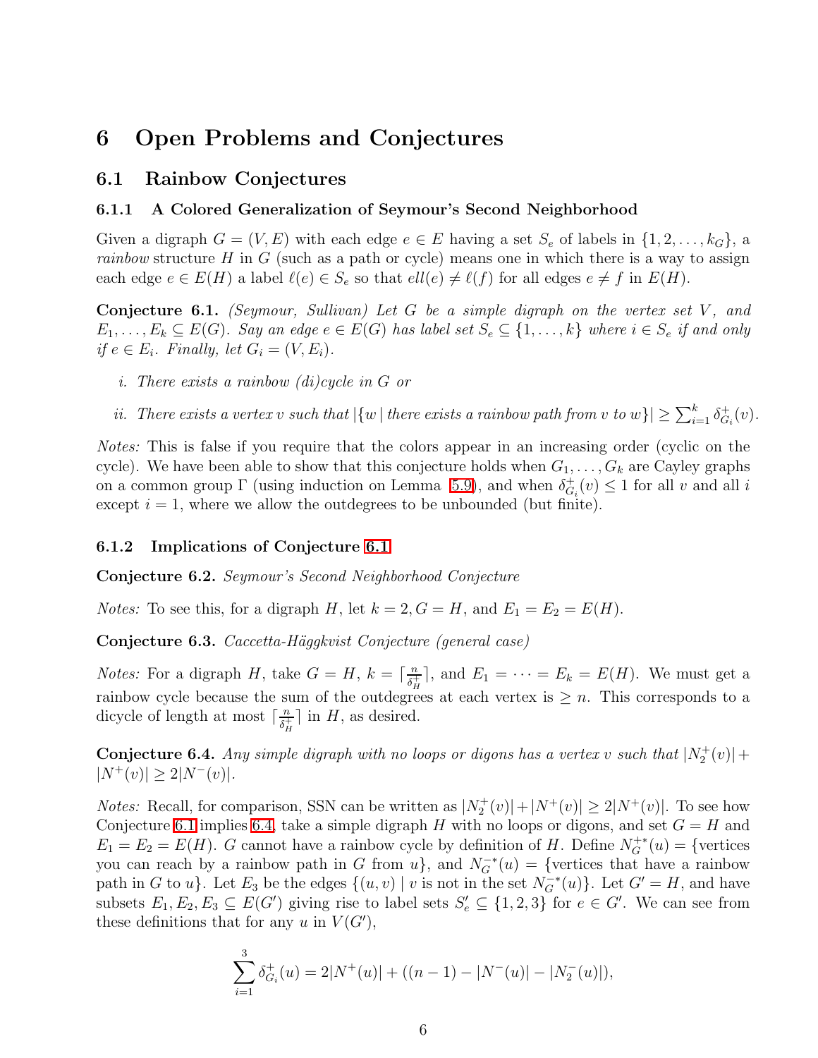# 6 Open Problems and Conjectures

## 6.1 Rainbow Conjectures

### 6.1.1 A Colored Generalization of Seymour's Second Neighborhood

Given a digraph $G = (V, E)$ with each edge $e \in E$ having a set $S_e$ of labels in $\{1, 2, \ldots, k_G\}$, a *rainbow* structure $H$ in $G$ (such as a path or cycle) means one in which there is a way to assign each edge $e \in E(H)$ a label $\ell(e) \in S_e$ so that $ell(e) \neq \ell(f)$ for all edges $e \neq f$ in $E(H)$.

**Conjecture 6.1.** *(Seymour, Sullivan) Let $G$ be a simple digraph on the vertex set $V$, and $E_1, \ldots, E_k \subseteq E(G)$. Say an edge $e \in E(G)$ has label set $S_e \subseteq \{1, \ldots, k\}$ where $i \in S_e$ if and only if $e \in E_i$. Finally, let $G_i = (V, E_i)$.*

*i. There exists a rainbow (di)cycle in $G$ or*

*ii. There exists a vertex $v$ such that $|\{w \mid$ there exists a rainbow path from $v$ to $w\}| \geq \sum_{i=1}^{k} \delta^+_{G_i}(v)$.*

*Notes:* This is false if you require that the colors appear in an increasing order (cyclic on the cycle). We have been able to show that this conjecture holds when $G_1, \ldots, G_k$ are Cayley graphs on a common group $\Gamma$ (using induction on Lemma 5.9), and when $\delta^+_{G_i}(v) \leq 1$ for all $v$ and all $i$ except $i = 1$, where we allow the outdegrees to be unbounded (but finite).

### 6.1.2 Implications of Conjecture 6.1

**Conjecture 6.2.** *Seymour's Second Neighborhood Conjecture*

*Notes:* To see this, for a digraph $H$, let $k = 2, G = H$, and $E_1 = E_2 = E(H)$.

**Conjecture 6.3.** *Caccetta-Häggkvist Conjecture (general case)*

*Notes:* For a digraph $H$, take $G = H$, $k = \lceil \frac{n}{\delta^+_H} \rceil$, and $E_1 = \cdots = E_k = E(H)$. We must get a rainbow cycle because the sum of the outdegrees at each vertex is $\geq n$. This corresponds to a dicycle of length at most $\lceil \frac{n}{\delta^+_H} \rceil$ in $H$, as desired.

**Conjecture 6.4.** *Any simple digraph with no loops or digons has a vertex $v$ such that $|N_2^+(v)| + |N^+(v)| \geq 2|N^-(v)|$.*

*Notes:* Recall, for comparison, SSN can be written as $|N_2^+(v)| + |N^+(v)| \geq 2|N^+(v)|$. To see how Conjecture 6.1 implies 6.4, take a simple digraph $H$ with no loops or digons, and set $G = H$ and $E_1 = E_2 = E(H)$. $G$ cannot have a rainbow cycle by definition of $H$. Define $N_G^{+*}(u) = \{$vertices you can reach by a rainbow path in $G$ from $u\}$, and $N_G^{-*}(u) = \{$vertices that have a rainbow path in $G$ to $u\}$. Let $E_3$ be the edges $\{(u, v) \mid v$ is not in the set $N_G^{-*}(u)\}$. Let $G' = H$, and have subsets $E_1, E_2, E_3 \subseteq E(G')$ giving rise to label sets $S'_e \subseteq \{1, 2, 3\}$ for $e \in G'$. We can see from these definitions that for any $u$ in $V(G')$,

$$\sum_{i=1}^{3} \delta^+_{G_i}(u) = 2|N^+(u)| + ((n-1) - |N^-(u)| - |N_2^-(u)|),$$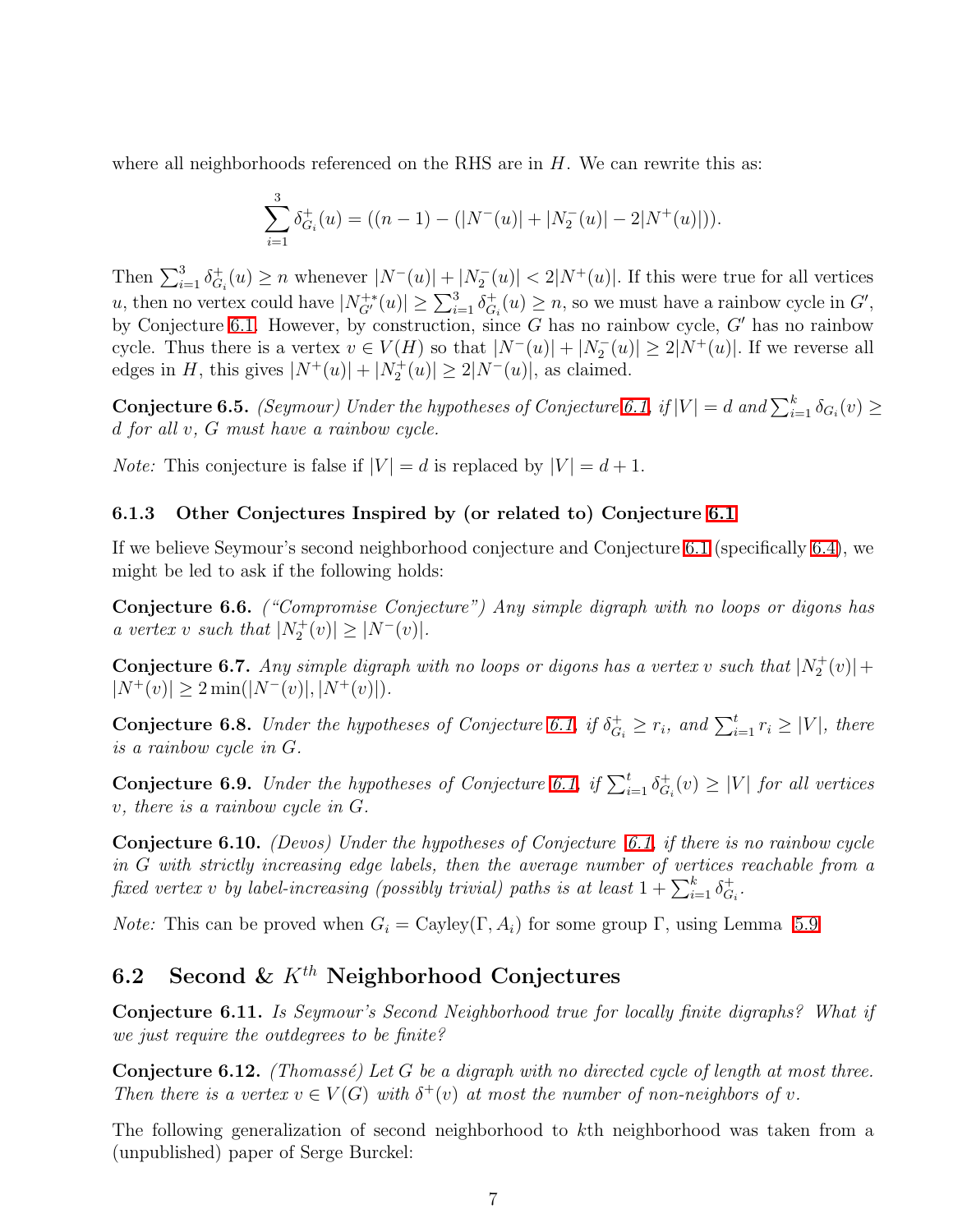where all neighborhoods referenced on the RHS are in $H$. We can rewrite this as:

$$\sum_{i=1}^{3} \delta^+_{G_i}(u) = ((n-1) - (|N^-(u)| + |N_2^-(u)| - 2|N^+(u)|)).$$

Then $\sum_{i=1}^{3} \delta^+_{G_i}(u) \geq n$ whenever $|N^-(u)| + |N_2^-(u)| < 2|N^+(u)|$. If this were true for all vertices $u$, then no vertex could have $|N^{+*}_{G'}(u)| \geq \sum_{i=1}^{3} \delta^+_{G_i}(u) \geq n$, so we must have a rainbow cycle in $G'$, by Conjecture 6.1. However, by construction, since $G$ has no rainbow cycle, $G'$ has no rainbow cycle. Thus there is a vertex $v \in V(H)$ so that $|N^-(u)| + |N_2^-(u)| \geq 2|N^+(u)|$. If we reverse all edges in $H$, this gives $|N^+(u)| + |N_2^+(u)| \geq 2|N^-(u)|$, as claimed.

**Conjecture 6.5.** *(Seymour) Under the hypotheses of Conjecture 6.1, if $|V| = d$ and $\sum_{i=1}^{k} \delta_{G_i}(v) \geq d$ for all $v$, $G$ must have a rainbow cycle.*

*Note:* This conjecture is false if $|V| = d$ is replaced by $|V| = d + 1$.

### 6.1.3 Other Conjectures Inspired by (or related to) Conjecture 6.1

If we believe Seymour's second neighborhood conjecture and Conjecture 6.1 (specifically 6.4), we might be led to ask if the following holds:

**Conjecture 6.6.** *("Compromise Conjecture") Any simple digraph with no loops or digons has a vertex $v$ such that $|N_2^+(v)| \geq |N^-(v)|$.*

**Conjecture 6.7.** *Any simple digraph with no loops or digons has a vertex $v$ such that $|N_2^+(v)| + |N^+(v)| \geq 2\min(|N^-(v)|, |N^+(v)|)$.*

**Conjecture 6.8.** *Under the hypotheses of Conjecture 6.1, if $\delta^+_{G_i} \geq r_i$, and $\sum_{i=1}^{t} r_i \geq |V|$, there is a rainbow cycle in $G$.*

**Conjecture 6.9.** *Under the hypotheses of Conjecture 6.1, if $\sum_{i=1}^{t} \delta^+_{G_i}(v) \geq |V|$ for all vertices $v$, there is a rainbow cycle in $G$.*

**Conjecture 6.10.** *(Devos) Under the hypotheses of Conjecture 6.1, if there is no rainbow cycle in $G$ with strictly increasing edge labels, then the average number of vertices reachable from a fixed vertex $v$ by label-increasing (possibly trivial) paths is at least $1 + \sum_{i=1}^{k} \delta^+_{G_i}$.*

*Note:* This can be proved when $G_i = \text{Cayley}(\Gamma, A_i)$ for some group $\Gamma$, using Lemma 5.9

## 6.2 Second & $K^{th}$ Neighborhood Conjectures

**Conjecture 6.11.** *Is Seymour's Second Neighborhood true for locally finite digraphs? What if we just require the outdegrees to be finite?*

**Conjecture 6.12.** *(Thomassé) Let $G$ be a digraph with no directed cycle of length at most three. Then there is a vertex $v \in V(G)$ with $\delta^+(v)$ at most the number of non-neighbors of $v$.*

The following generalization of second neighborhood to $k$th neighborhood was taken from a (unpublished) paper of Serge Burckel: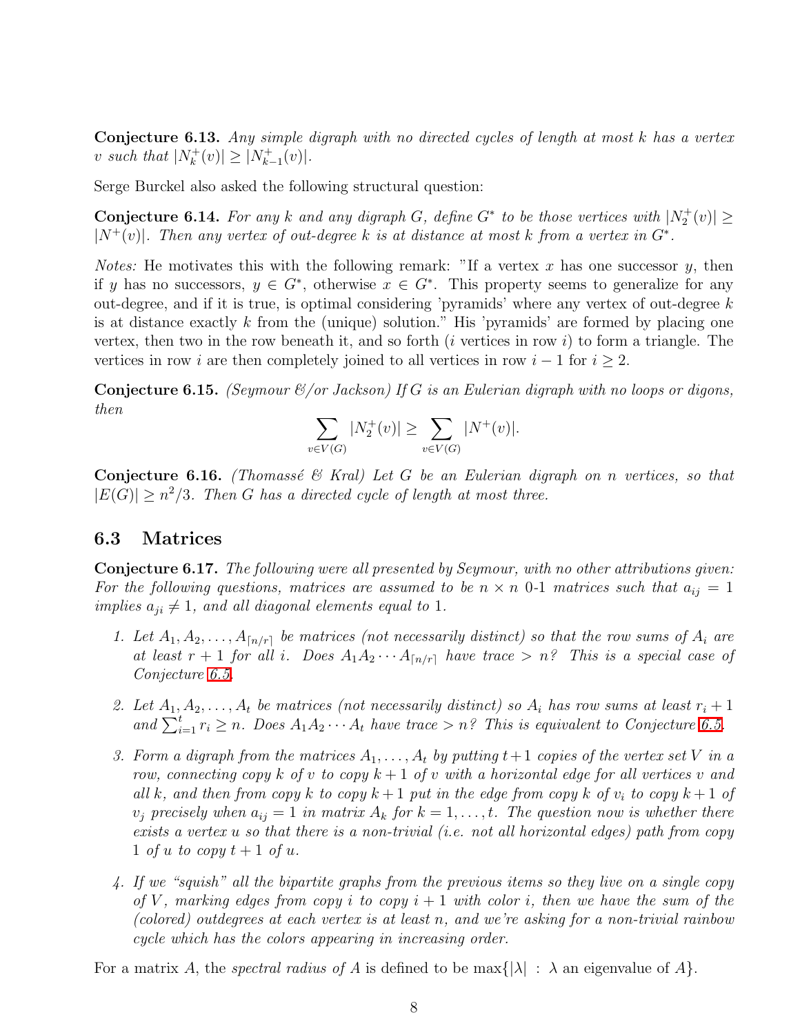**Conjecture 6.13.** *Any simple digraph with no directed cycles of length at most $k$ has a vertex $v$ such that $|N_k^+(v)| \geq |N_{k-1}^+(v)|$.*

Serge Burckel also asked the following structural question:

**Conjecture 6.14.** *For any $k$ and any digraph $G$, define $G^*$ to be those vertices with $|N_2^+(v)| \geq |N^+(v)|$. Then any vertex of out-degree $k$ is at distance at most $k$ from a vertex in $G^*$.*

*Notes:* He motivates this with the following remark: "If a vertex $x$ has one successor $y$, then if $y$ has no successors, $y \in G^*$, otherwise $x \in G^*$. This property seems to generalize for any out-degree, and if it is true, is optimal considering 'pyramids' where any vertex of out-degree $k$ is at distance exactly $k$ from the (unique) solution." His 'pyramids' are formed by placing one vertex, then two in the row beneath it, and so forth ($i$ vertices in row $i$) to form a triangle. The vertices in row $i$ are then completely joined to all vertices in row $i-1$ for $i \geq 2$.

**Conjecture 6.15.** *(Seymour &/or Jackson) If $G$ is an Eulerian digraph with no loops or digons, then*

$$\sum_{v \in V(G)} |N_2^+(v)| \geq \sum_{v \in V(G)} |N^+(v)|.$$

**Conjecture 6.16.** *(Thomassé & Kral) Let $G$ be an Eulerian digraph on $n$ vertices, so that $|E(G)| \geq n^2/3$. Then $G$ has a directed cycle of length at most three.*

## 6.3 Matrices

**Conjecture 6.17.** *The following were all presented by Seymour, with no other attributions given: For the following questions, matrices are assumed to be $n \times n$ 0-1 matrices such that $a_{ij} = 1$ implies $a_{ji} \neq 1$, and all diagonal elements equal to 1.*

1. *Let $A_1, A_2, \ldots, A_{\lceil n/r \rceil}$ be matrices (not necessarily distinct) so that the row sums of $A_i$ are at least $r+1$ for all $i$. Does $A_1 A_2 \cdots A_{\lceil n/r \rceil}$ have trace $> n$? This is a special case of Conjecture 6.5.*

2. *Let $A_1, A_2, \ldots, A_t$ be matrices (not necessarily distinct) so $A_i$ has row sums at least $r_i + 1$ and $\sum_{i=1}^t r_i \geq n$. Does $A_1 A_2 \cdots A_t$ have trace $> n$? This is equivalent to Conjecture 6.5.*

3. *Form a digraph from the matrices $A_1, \ldots, A_t$ by putting $t+1$ copies of the vertex set $V$ in a row, connecting copy $k$ of $v$ to copy $k+1$ of $v$ with a horizontal edge for all vertices $v$ and all $k$, and then from copy $k$ to copy $k+1$ put in the edge from copy $k$ of $v_i$ to copy $k+1$ of $v_j$ precisely when $a_{ij} = 1$ in matrix $A_k$ for $k = 1, \ldots, t$. The question now is whether there exists a vertex $u$ so that there is a non-trivial (i.e. not all horizontal edges) path from copy 1 of $u$ to copy $t+1$ of $u$.*

4. *If we "squish" all the bipartite graphs from the previous items so they live on a single copy of $V$, marking edges from copy $i$ to copy $i+1$ with color $i$, then we have the sum of the (colored) outdegrees at each vertex is at least $n$, and we're asking for a non-trivial rainbow cycle which has the colors appearing in increasing order.*

For a matrix $A$, the *spectral radius of $A$* is defined to be $\max\{|\lambda| \ : \ \lambda \text{ an eigenvalue of } A\}$.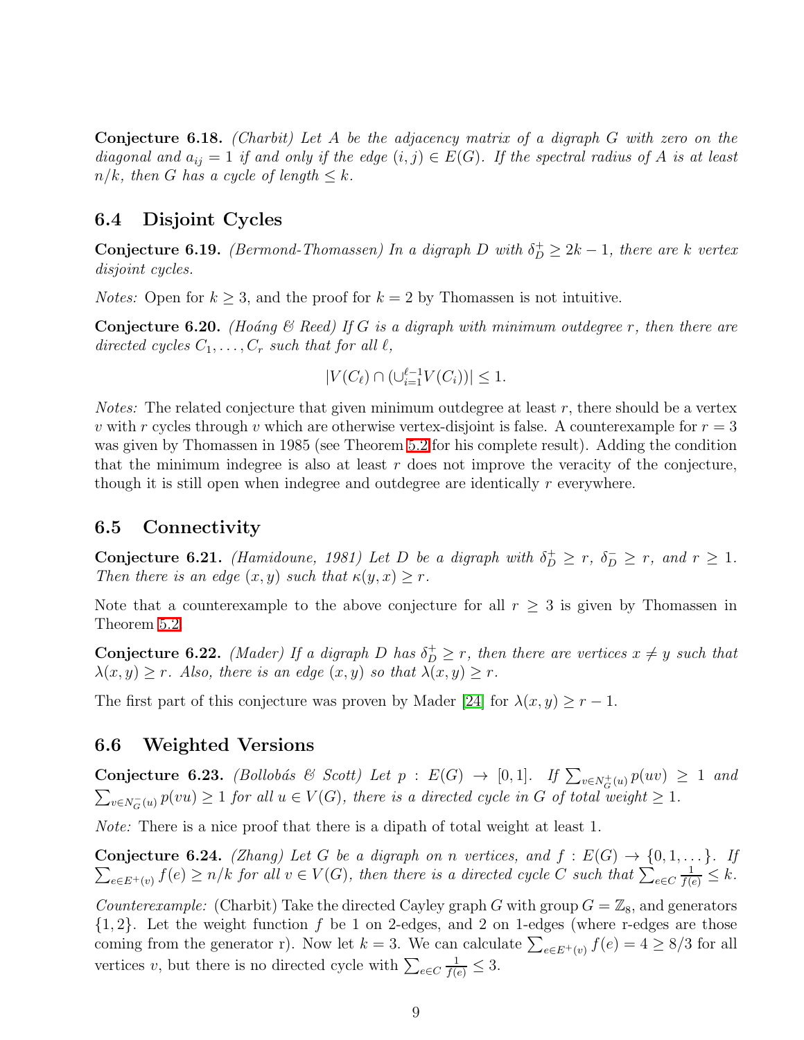**Conjecture 6.18.** *(Charbit) Let $A$ be the adjacency matrix of a digraph $G$ with zero on the diagonal and $a_{ij} = 1$ if and only if the edge $(i,j) \in E(G)$. If the spectral radius of $A$ is at least $n/k$, then $G$ has a cycle of length $\leq k$.*

## 6.4 Disjoint Cycles

**Conjecture 6.19.** *(Bermond-Thomassen) In a digraph $D$ with $\delta_D^+ \geq 2k-1$, there are $k$ vertex disjoint cycles.*

*Notes:* Open for $k \geq 3$, and the proof for $k = 2$ by Thomassen is not intuitive.

**Conjecture 6.20.** *(Hoáng & Reed) If $G$ is a digraph with minimum outdegree $r$, then there are directed cycles $C_1, \ldots, C_r$ such that for all $\ell$,*

$$|V(C_\ell) \cap (\cup_{i=1}^{\ell-1} V(C_i))| \leq 1.$$

*Notes:* The related conjecture that given minimum outdegree at least $r$, there should be a vertex $v$ with $r$ cycles through $v$ which are otherwise vertex-disjoint is false. A counterexample for $r = 3$ was given by Thomassen in 1985 (see Theorem 5.2 for his complete result). Adding the condition that the minimum indegree is also at least $r$ does not improve the veracity of the conjecture, though it is still open when indegree and outdegree are identically $r$ everywhere.

## 6.5 Connectivity

**Conjecture 6.21.** *(Hamidoune, 1981) Let $D$ be a digraph with $\delta_D^+ \geq r$, $\delta_D^- \geq r$, and $r \geq 1$. Then there is an edge $(x, y)$ such that $\kappa(y, x) \geq r$.*

Note that a counterexample to the above conjecture for all $r \geq 3$ is given by Thomassen in Theorem 5.2.

**Conjecture 6.22.** *(Mader) If a digraph $D$ has $\delta_D^+ \geq r$, then there are vertices $x \neq y$ such that $\lambda(x, y) \geq r$. Also, there is an edge $(x, y)$ so that $\lambda(x, y) \geq r$.*

The first part of this conjecture was proven by Mader [24] for $\lambda(x, y) \geq r - 1$.

## 6.6 Weighted Versions

**Conjecture 6.23.** *(Bollobás & Scott) Let $p : E(G) \to [0, 1]$. If $\sum_{v \in N_G^+(u)} p(uv) \geq 1$ and $\sum_{v \in N_G^-(u)} p(vu) \geq 1$ for all $u \in V(G)$, there is a directed cycle in $G$ of total weight $\geq 1$.*

*Note:* There is a nice proof that there is a dipath of total weight at least 1.

**Conjecture 6.24.** *(Zhang) Let $G$ be a digraph on $n$ vertices, and $f : E(G) \to \{0, 1, \ldots\}$. If $\sum_{e \in E^+(v)} f(e) \geq n/k$ for all $v \in V(G)$, then there is a directed cycle $C$ such that $\sum_{e \in C} \frac{1}{f(e)} \leq k$.*

*Counterexample:* (Charbit) Take the directed Cayley graph $G$ with group $G = \mathbb{Z}_8$, and generators $\{1, 2\}$. Let the weight function $f$ be 1 on 2-edges, and 2 on 1-edges (where r-edges are those coming from the generator r). Now let $k = 3$. We can calculate $\sum_{e \in E^+(v)} f(e) = 4 \geq 8/3$ for all vertices $v$, but there is no directed cycle with $\sum_{e \in C} \frac{1}{f(e)} \leq 3$.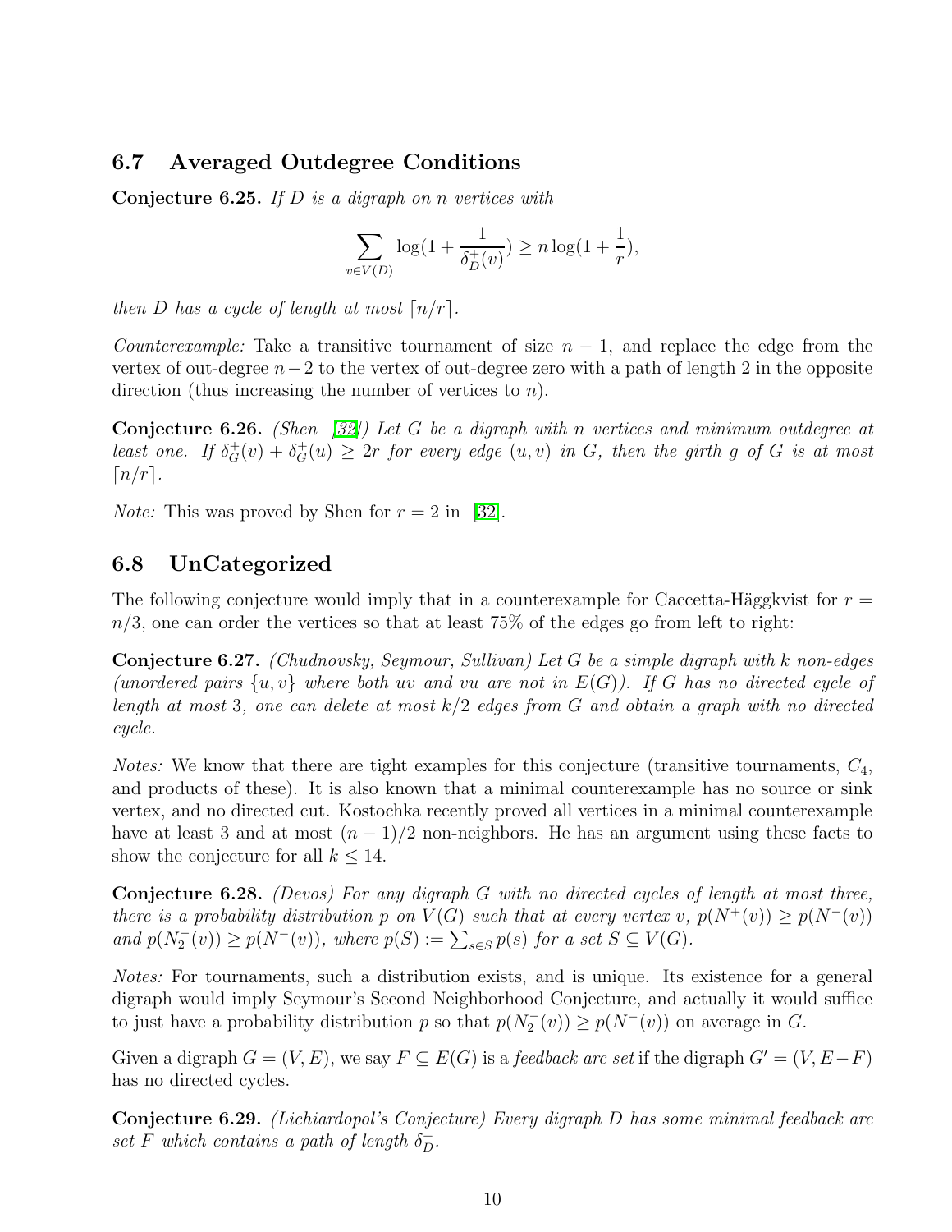### 6.7 Averaged Outdegree Conditions

**Conjecture 6.25.** *If $D$ is a digraph on $n$ vertices with*

$$\sum_{v \in V(D)} \log(1 + \frac{1}{\delta_D^+(v)}) \geq n \log(1 + \frac{1}{r}),$$

*then $D$ has a cycle of length at most $\lceil n/r \rceil$.*

*Counterexample:* Take a transitive tournament of size $n-1$, and replace the edge from the vertex of out-degree $n-2$ to the vertex of out-degree zero with a path of length 2 in the opposite direction (thus increasing the number of vertices to $n$).

**Conjecture 6.26.** *(Shen [32]) Let $G$ be a digraph with $n$ vertices and minimum outdegree at least one. If $\delta_G^+(v) + \delta_G^+(u) \geq 2r$ for every edge $(u, v)$ in $G$, then the girth $g$ of $G$ is at most $\lceil n/r \rceil$.*

*Note:* This was proved by Shen for $r = 2$ in [32].

### 6.8 UnCategorized

The following conjecture would imply that in a counterexample for Caccetta-Häggkvist for $r = n/3$, one can order the vertices so that at least 75% of the edges go from left to right:

**Conjecture 6.27.** *(Chudnovsky, Seymour, Sullivan) Let $G$ be a simple digraph with $k$ non-edges (unordered pairs $\{u, v\}$ where both $uv$ and $vu$ are not in $E(G)$). If $G$ has no directed cycle of length at most 3, one can delete at most $k/2$ edges from $G$ and obtain a graph with no directed cycle.*

*Notes:* We know that there are tight examples for this conjecture (transitive tournaments, $C_4$, and products of these). It is also known that a minimal counterexample has no source or sink vertex, and no directed cut. Kostochka recently proved all vertices in a minimal counterexample have at least 3 and at most $(n-1)/2$ non-neighbors. He has an argument using these facts to show the conjecture for all $k \leq 14$.

**Conjecture 6.28.** *(Devos) For any digraph $G$ with no directed cycles of length at most three, there is a probability distribution $p$ on $V(G)$ such that at every vertex $v$, $p(N^+(v)) \geq p(N^-(v))$ and $p(N_2^-(v)) \geq p(N^-(v))$, where $p(S) := \sum_{s \in S} p(s)$ for a set $S \subseteq V(G)$.*

*Notes:* For tournaments, such a distribution exists, and is unique. Its existence for a general digraph would imply Seymour's Second Neighborhood Conjecture, and actually it would suffice to just have a probability distribution $p$ so that $p(N_2^-(v)) \geq p(N^-(v))$ on average in $G$.

Given a digraph $G = (V, E)$, we say $F \subseteq E(G)$ is a *feedback arc set* if the digraph $G' = (V, E - F)$ has no directed cycles.

**Conjecture 6.29.** *(Lichiardopol's Conjecture) Every digraph $D$ has some minimal feedback arc set $F$ which contains a path of length $\delta_D^+$.*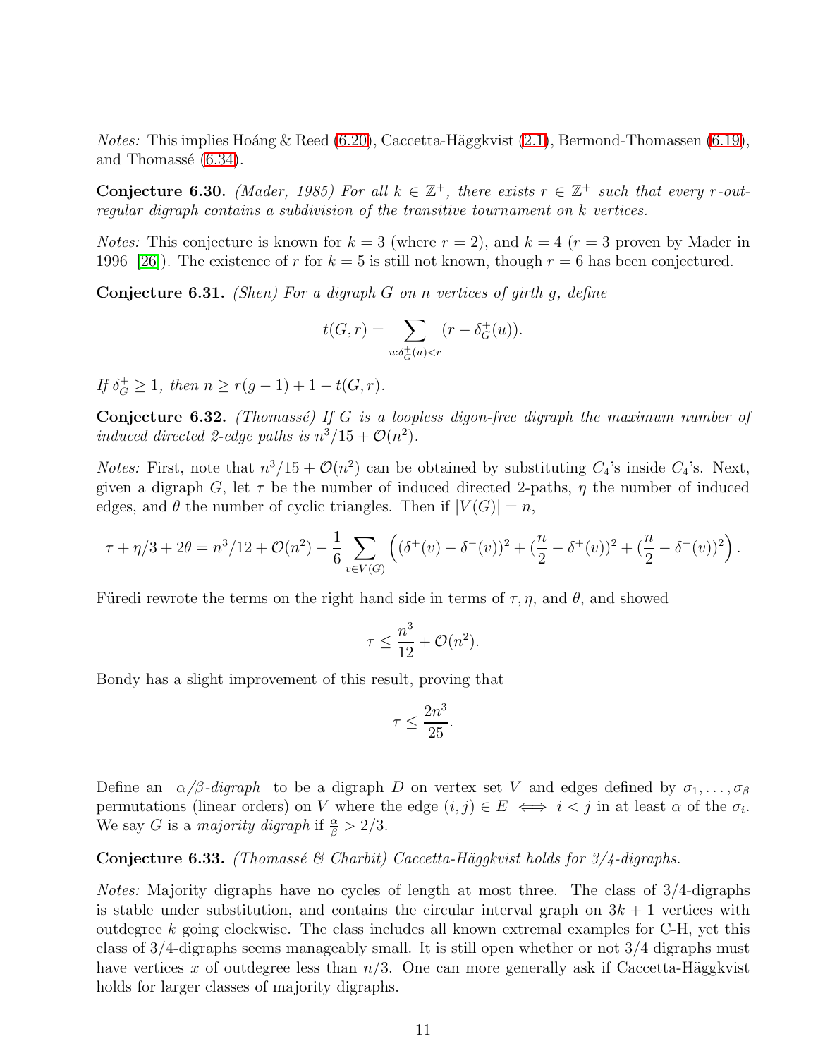*Notes:* This implies Hoáng & Reed (6.20), Caccetta-Häggkvist (2.1), Bermond-Thomassen (6.19), and Thomassé (6.34).

**Conjecture 6.30.** *(Mader, 1985) For all $k \in \mathbb{Z}^+$, there exists $r \in \mathbb{Z}^+$ such that every $r$-out-regular digraph contains a subdivision of the transitive tournament on $k$ vertices.*

*Notes:* This conjecture is known for $k = 3$ (where $r = 2$), and $k = 4$ ($r = 3$ proven by Mader in 1996 [26]). The existence of $r$ for $k = 5$ is still not known, though $r = 6$ has been conjectured.

**Conjecture 6.31.** *(Shen) For a digraph $G$ on $n$ vertices of girth $g$, define*

$$t(G, r) = \sum_{u:\delta^+_G(u)<r} (r - \delta^+_G(u)).$$

*If $\delta^+_G \geq 1$, then $n \geq r(g-1) + 1 - t(G, r)$.*

**Conjecture 6.32.** *(Thomassé) If $G$ is a loopless digon-free digraph the maximum number of induced directed 2-edge paths is $n^3/15 + \mathcal{O}(n^2)$.*

*Notes:* First, note that $n^3/15 + \mathcal{O}(n^2)$ can be obtained by substituting $C_4$'s inside $C_4$'s. Next, given a digraph $G$, let $\tau$ be the number of induced directed 2-paths, $\eta$ the number of induced edges, and $\theta$ the number of cyclic triangles. Then if $|V(G)| = n$,

$$\tau + \eta/3 + 2\theta = n^3/12 + \mathcal{O}(n^2) - \frac{1}{6}\sum_{v \in V(G)} \left( (\delta^+(v) - \delta^-(v))^2 + (\frac{n}{2} - \delta^+(v))^2 + (\frac{n}{2} - \delta^-(v))^2 \right).$$

Füredi rewrote the terms on the right hand side in terms of $\tau, \eta$, and $\theta$, and showed

$$\tau \leq \frac{n^3}{12} + \mathcal{O}(n^2).$$

Bondy has a slight improvement of this result, proving that

$$\tau \leq \frac{2n^3}{25}.$$

Define an *$\alpha/\beta$-digraph* to be a digraph $D$ on vertex set $V$ and edges defined by $\sigma_1, \ldots, \sigma_\beta$ permutations (linear orders) on $V$ where the edge $(i, j) \in E \iff i < j$ in at least $\alpha$ of the $\sigma_i$. We say $G$ is a *majority digraph* if $\frac{\alpha}{\beta} > 2/3$.

**Conjecture 6.33.** *(Thomassé & Charbit) Caccetta-Häggkvist holds for 3/4-digraphs.*

*Notes:* Majority digraphs have no cycles of length at most three. The class of 3/4-digraphs is stable under substitution, and contains the circular interval graph on $3k+1$ vertices with outdegree $k$ going clockwise. The class includes all known extremal examples for C-H, yet this class of 3/4-digraphs seems manageably small. It is still open whether or not 3/4 digraphs must have vertices $x$ of outdegree less than $n/3$. One can more generally ask if Caccetta-Häggkvist holds for larger classes of majority digraphs.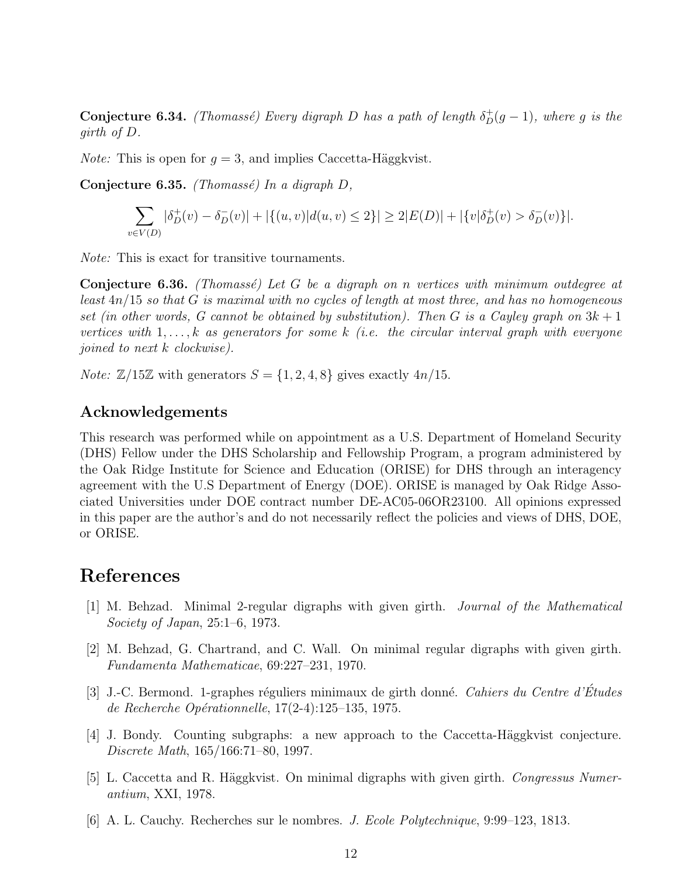**Conjecture 6.34.** *(Thomassé) Every digraph $D$ has a path of length $\delta_D^+(g-1)$, where $g$ is the girth of $D$.*

*Note:* This is open for $g = 3$, and implies Caccetta-Häggkvist.

**Conjecture 6.35.** *(Thomassé) In a digraph $D$,*

$$\sum_{v \in V(D)} |\delta_D^+(v) - \delta_D^-(v)| + |\{(u,v)|d(u,v) \leq 2\}| \geq 2|E(D)| + |\{v|\delta_D^+(v) > \delta_D^-(v)\}|.$$

*Note:* This is exact for transitive tournaments.

**Conjecture 6.36.** *(Thomassé) Let $G$ be a digraph on $n$ vertices with minimum outdegree at least $4n/15$ so that $G$ is maximal with no cycles of length at most three, and has no homogeneous set (in other words, $G$ cannot be obtained by substitution). Then $G$ is a Cayley graph on $3k+1$ vertices with $1, \ldots, k$ as generators for some $k$ (i.e. the circular interval graph with everyone joined to next $k$ clockwise).*

*Note:* $\mathbb{Z}/15\mathbb{Z}$ with generators $S = \{1, 2, 4, 8\}$ gives exactly $4n/15$.

## Acknowledgements

This research was performed while on appointment as a U.S. Department of Homeland Security (DHS) Fellow under the DHS Scholarship and Fellowship Program, a program administered by the Oak Ridge Institute for Science and Education (ORISE) for DHS through an interagency agreement with the U.S Department of Energy (DOE). ORISE is managed by Oak Ridge Associated Universities under DOE contract number DE-AC05-06OR23100. All opinions expressed in this paper are the author's and do not necessarily reflect the policies and views of DHS, DOE, or ORISE.

# References

[1] M. Behzad. Minimal 2-regular digraphs with given girth. *Journal of the Mathematical Society of Japan*, 25:1–6, 1973.

[2] M. Behzad, G. Chartrand, and C. Wall. On minimal regular digraphs with given girth. *Fundamenta Mathematicae*, 69:227–231, 1970.

[3] J.-C. Bermond. 1-graphes réguliers minimaux de girth donné. *Cahiers du Centre d'Études de Recherche Opérationnelle*, 17(2-4):125–135, 1975.

[4] J. Bondy. Counting subgraphs: a new approach to the Caccetta-Häggkvist conjecture. *Discrete Math*, 165/166:71–80, 1997.

[5] L. Caccetta and R. Häggkvist. On minimal digraphs with given girth. *Congressus Numerantium*, XXI, 1978.

[6] A. L. Cauchy. Recherches sur le nombres. *J. Ecole Polytechnique*, 9:99–123, 1813.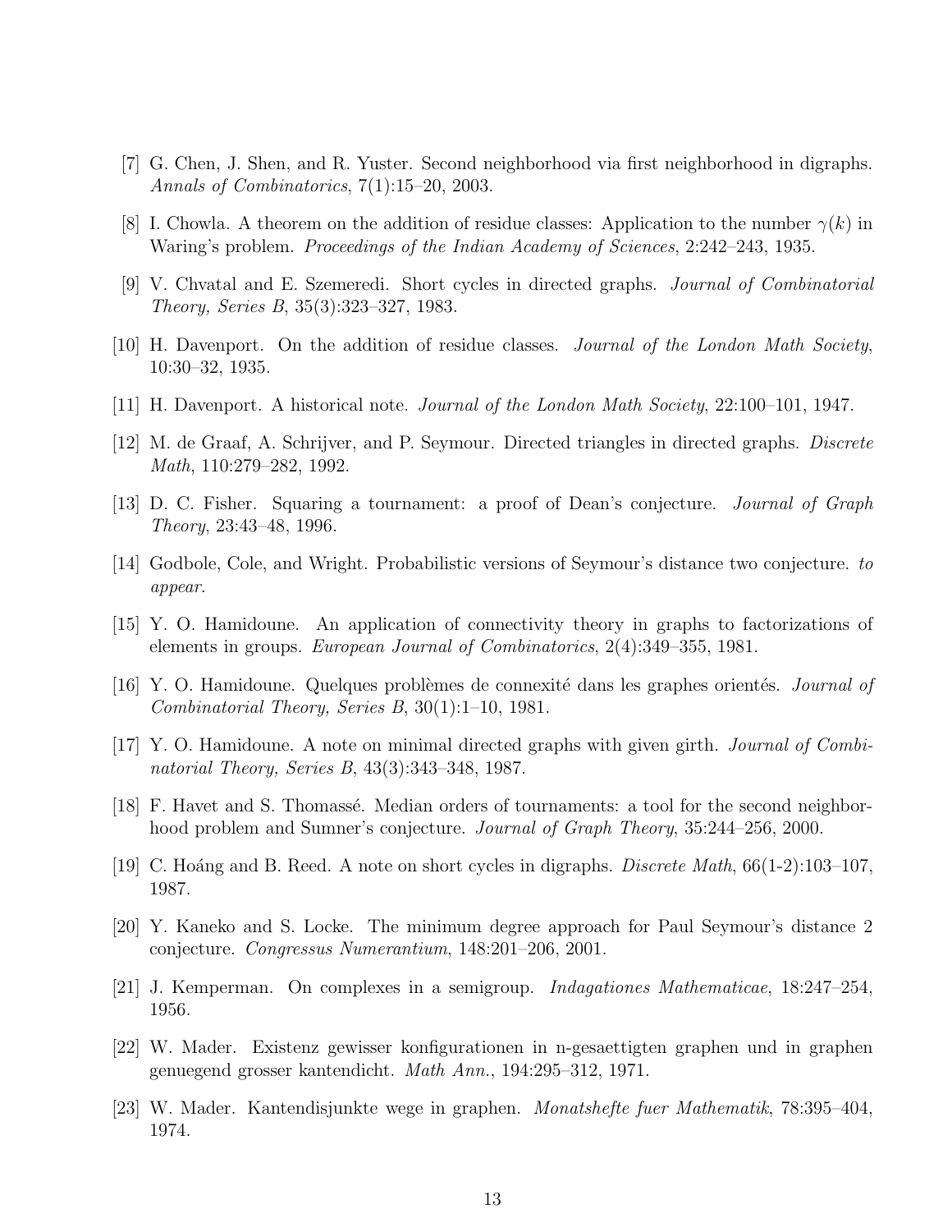[7] G. Chen, J. Shen, and R. Yuster. Second neighborhood via first neighborhood in digraphs. *Annals of Combinatorics*, 7(1):15–20, 2003.

[8] I. Chowla. A theorem on the addition of residue classes: Application to the number $\gamma(k)$ in Waring's problem. *Proceedings of the Indian Academy of Sciences*, 2:242–243, 1935.

[9] V. Chvatal and E. Szemeredi. Short cycles in directed graphs. *Journal of Combinatorial Theory, Series B*, 35(3):323–327, 1983.

[10] H. Davenport. On the addition of residue classes. *Journal of the London Math Society*, 10:30–32, 1935.

[11] H. Davenport. A historical note. *Journal of the London Math Society*, 22:100–101, 1947.

[12] M. de Graaf, A. Schrijver, and P. Seymour. Directed triangles in directed graphs. *Discrete Math*, 110:279–282, 1992.

[13] D. C. Fisher. Squaring a tournament: a proof of Dean's conjecture. *Journal of Graph Theory*, 23:43–48, 1996.

[14] Godbole, Cole, and Wright. Probabilistic versions of Seymour's distance two conjecture. *to appear*.

[15] Y. O. Hamidoune. An application of connectivity theory in graphs to factorizations of elements in groups. *European Journal of Combinatorics*, 2(4):349–355, 1981.

[16] Y. O. Hamidoune. Quelques problèmes de connexité dans les graphes orientés. *Journal of Combinatorial Theory, Series B*, 30(1):1–10, 1981.

[17] Y. O. Hamidoune. A note on minimal directed graphs with given girth. *Journal of Combinatorial Theory, Series B*, 43(3):343–348, 1987.

[18] F. Havet and S. Thomassé. Median orders of tournaments: a tool for the second neighborhood problem and Sumner's conjecture. *Journal of Graph Theory*, 35:244–256, 2000.

[19] C. Hoáng and B. Reed. A note on short cycles in digraphs. *Discrete Math*, 66(1-2):103–107, 1987.

[20] Y. Kaneko and S. Locke. The minimum degree approach for Paul Seymour's distance 2 conjecture. *Congressus Numerantium*, 148:201–206, 2001.

[21] J. Kemperman. On complexes in a semigroup. *Indagationes Mathematicae*, 18:247–254, 1956.

[22] W. Mader. Existenz gewisser konfigurationen in n-gesaettigten graphen und in graphen genuegend grosser kantendicht. *Math Ann.*, 194:295–312, 1971.

[23] W. Mader. Kantendisjunkte wege in graphen. *Monatshefte fuer Mathematik*, 78:395–404, 1974.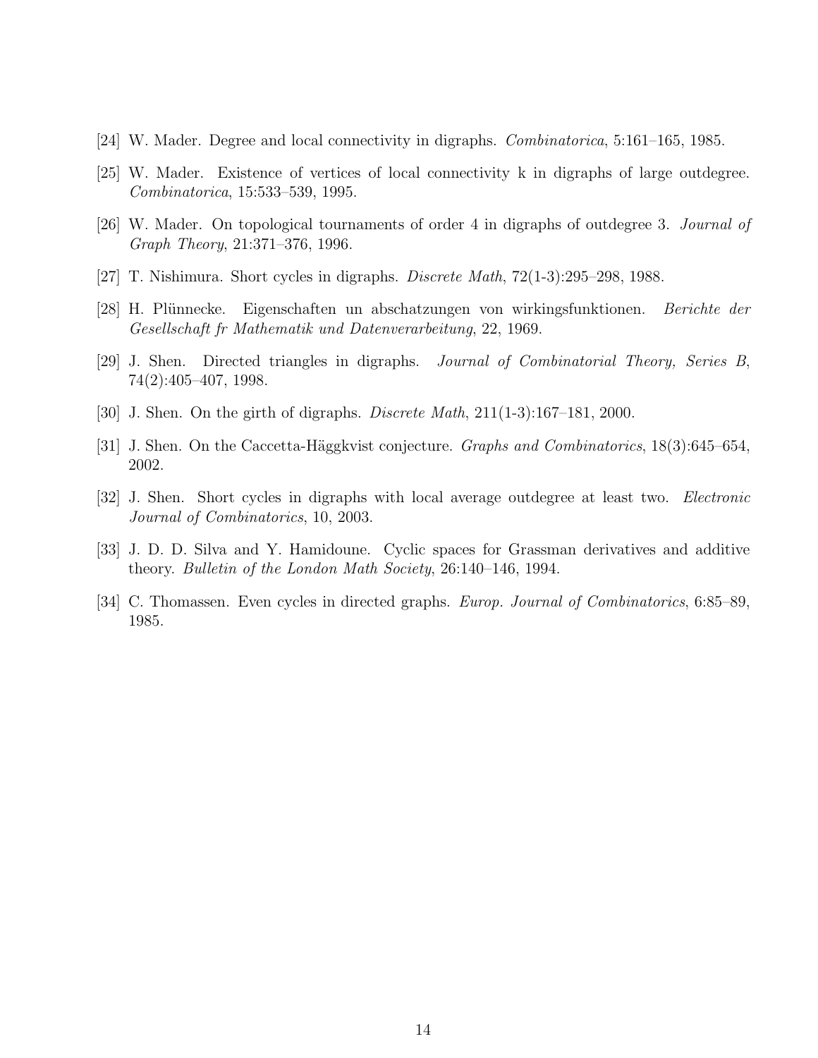[24] W. Mader. Degree and local connectivity in digraphs. *Combinatorica*, 5:161–165, 1985.

[25] W. Mader. Existence of vertices of local connectivity k in digraphs of large outdegree. *Combinatorica*, 15:533–539, 1995.

[26] W. Mader. On topological tournaments of order 4 in digraphs of outdegree 3. *Journal of Graph Theory*, 21:371–376, 1996.

[27] T. Nishimura. Short cycles in digraphs. *Discrete Math*, 72(1-3):295–298, 1988.

[28] H. Plünnecke. Eigenschaften un abschatzungen von wirkingsfunktionen. *Berichte der Gesellschaft fr Mathematik und Datenverarbeitung*, 22, 1969.

[29] J. Shen. Directed triangles in digraphs. *Journal of Combinatorial Theory, Series B*, 74(2):405–407, 1998.

[30] J. Shen. On the girth of digraphs. *Discrete Math*, 211(1-3):167–181, 2000.

[31] J. Shen. On the Caccetta-Häggkvist conjecture. *Graphs and Combinatorics*, 18(3):645–654, 2002.

[32] J. Shen. Short cycles in digraphs with local average outdegree at least two. *Electronic Journal of Combinatorics*, 10, 2003.

[33] J. D. D. Silva and Y. Hamidoune. Cyclic spaces for Grassman derivatives and additive theory. *Bulletin of the London Math Society*, 26:140–146, 1994.

[34] C. Thomassen. Even cycles in directed graphs. *Europ. Journal of Combinatorics*, 6:85–89, 1985.